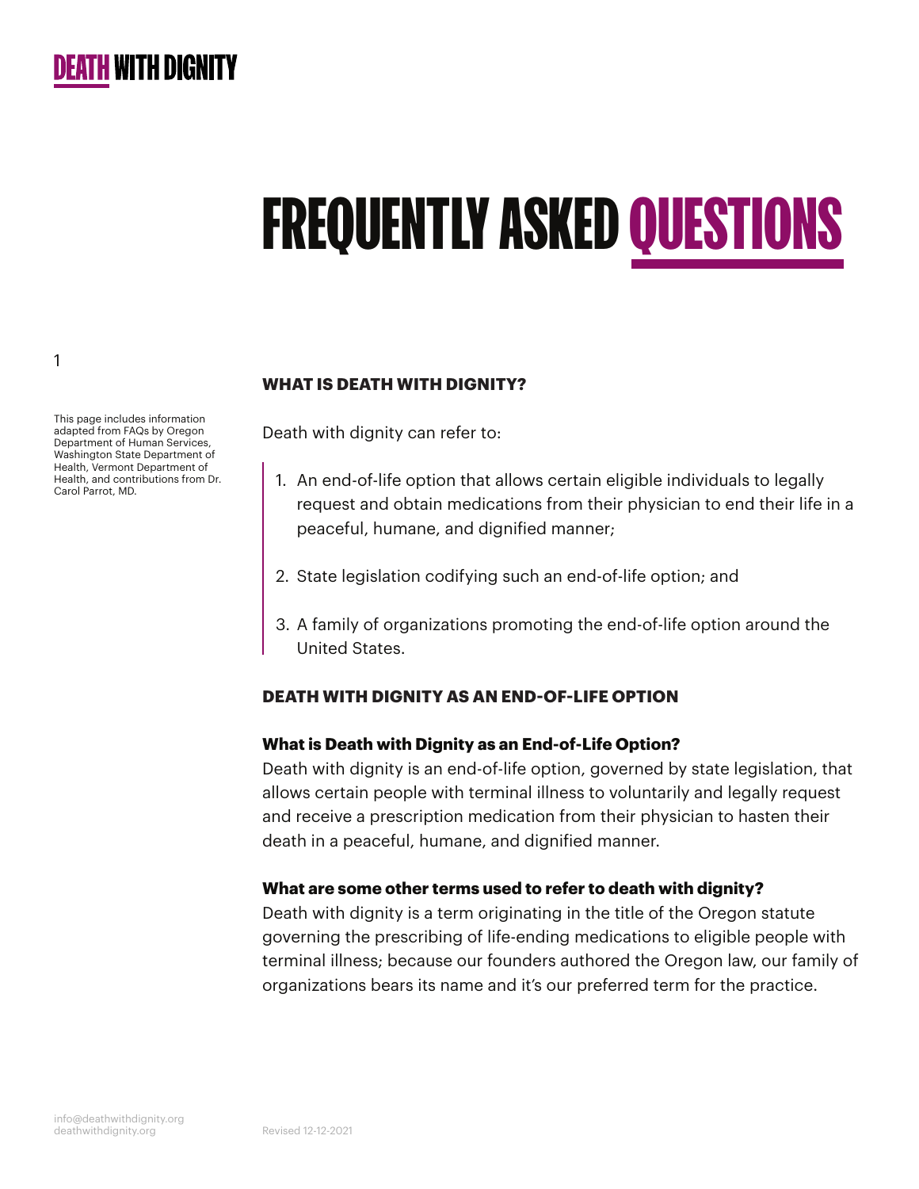# FREQUENTLY ASKED QUESTIONS

This page includes information adapted from FAQs by Oregon Department of Human Services, Washington State Department of Health, Vermont Department of Health, and contributions from Dr. Carol Parrot, MD.

## WHAT IS DEATH WITH DIGNITY?

Death with dignity can refer to:

1. An end-of-life option that allows certain eligible individuals to legally request and obtain medications from their physician to end their life in a peaceful, humane, and dignified manner;
2. State legislation codifying such an end-of-life option; and
3. A family of organizations promoting the end-of-life option around the United States.

## DEATH WITH DIGNITY AS AN END-OF-LIFE OPTION

### What is Death with Dignity as an End-of-Life Option?

Death with dignity is an end-of-life option, governed by state legislation, that allows certain people with terminal illness to voluntarily and legally request and receive a prescription medication from their physician to hasten their death in a peaceful, humane, and dignified manner.

### What are some other terms used to refer to death with dignity?

Death with dignity is a term originating in the title of the Oregon statute governing the prescribing of life-ending medications to eligible people with terminal illness; because our founders authored the Oregon law, our family of organizations bears its name and it's our preferred term for the practice.

info@deathwithdignity.org
deathwithdignity.org

Revised 12-12-2021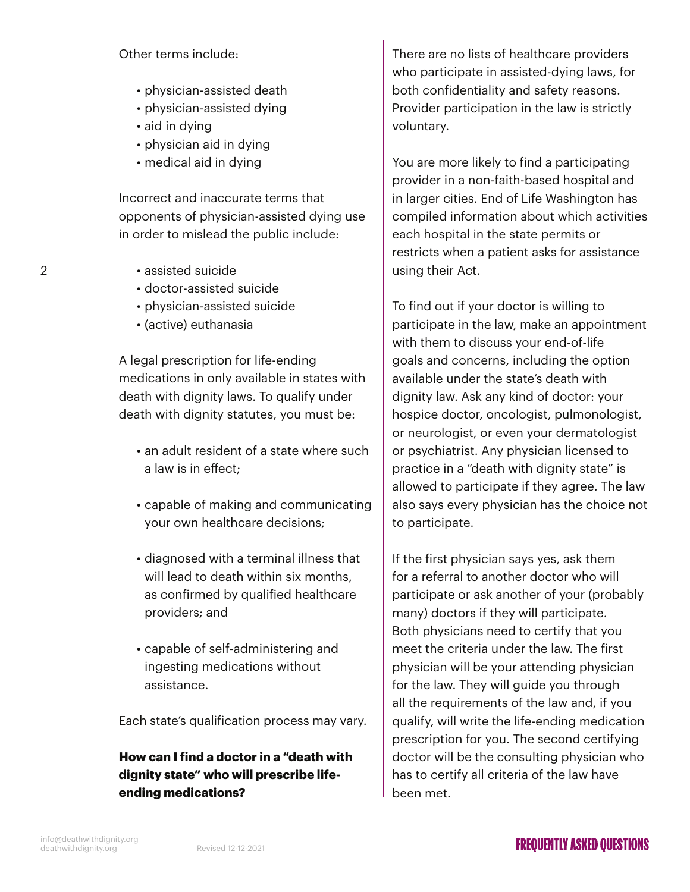Other terms include:

- physician-assisted death
- physician-assisted dying
- aid in dying
- physician aid in dying
- medical aid in dying

Incorrect and inaccurate terms that opponents of physician-assisted dying use in order to mislead the public include:

- assisted suicide
- doctor-assisted suicide
- physician-assisted suicide
- (active) euthanasia

A legal prescription for life-ending medications in only available in states with death with dignity laws. To qualify under death with dignity statutes, you must be:

- an adult resident of a state where such a law is in effect;
- capable of making and communicating your own healthcare decisions;
- diagnosed with a terminal illness that will lead to death within six months, as confirmed by qualified healthcare providers; and
- capable of self-administering and ingesting medications without assistance.

Each state's qualification process may vary.

**How can I find a doctor in a "death with dignity state" who will prescribe life-ending medications?**

There are no lists of healthcare providers who participate in assisted-dying laws, for both confidentiality and safety reasons. Provider participation in the law is strictly voluntary.

You are more likely to find a participating provider in a non-faith-based hospital and in larger cities. End of Life Washington has compiled information about which activities each hospital in the state permits or restricts when a patient asks for assistance using their Act.

To find out if your doctor is willing to participate in the law, make an appointment with them to discuss your end-of-life goals and concerns, including the option available under the state's death with dignity law. Ask any kind of doctor: your hospice doctor, oncologist, pulmonologist, or neurologist, or even your dermatologist or psychiatrist. Any physician licensed to practice in a "death with dignity state" is allowed to participate if they agree. The law also says every physician has the choice not to participate.

If the first physician says yes, ask them for a referral to another doctor who will participate or ask another of your (probably many) doctors if they will participate. Both physicians need to certify that you meet the criteria under the law. The first physician will be your attending physician for the law. They will guide you through all the requirements of the law and, if you qualify, will write the life-ending medication prescription for you. The second certifying doctor will be the consulting physician who has to certify all criteria of the law have been met.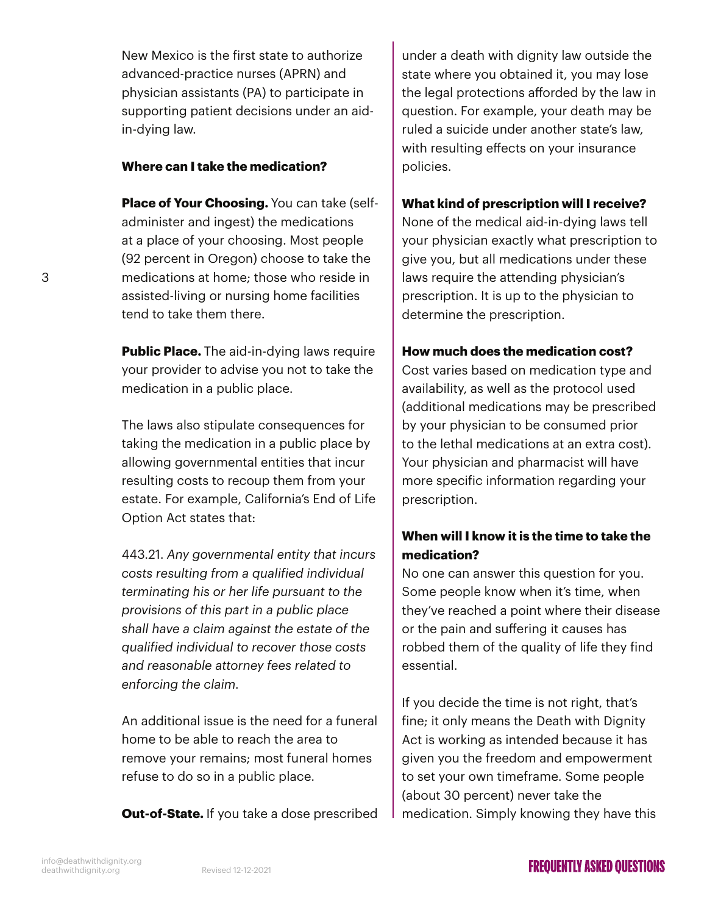New Mexico is the first state to authorize advanced-practice nurses (APRN) and physician assistants (PA) to participate in supporting patient decisions under an aid-in-dying law.

**Where can I take the medication?**

**Place of Your Choosing.** You can take (self-administer and ingest) the medications at a place of your choosing. Most people (92 percent in Oregon) choose to take the medications at home; those who reside in assisted-living or nursing home facilities tend to take them there.

**Public Place.** The aid-in-dying laws require your provider to advise you not to take the medication in a public place.

The laws also stipulate consequences for taking the medication in a public place by allowing governmental entities that incur resulting costs to recoup them from your estate. For example, California's End of Life Option Act states that:

443.21. *Any governmental entity that incurs costs resulting from a qualified individual terminating his or her life pursuant to the provisions of this part in a public place shall have a claim against the estate of the qualified individual to recover those costs and reasonable attorney fees related to enforcing the claim.*

An additional issue is the need for a funeral home to be able to reach the area to remove your remains; most funeral homes refuse to do so in a public place.

**Out-of-State.** If you take a dose prescribed under a death with dignity law outside the state where you obtained it, you may lose the legal protections afforded by the law in question. For example, your death may be ruled a suicide under another state's law, with resulting effects on your insurance policies.

**What kind of prescription will I receive?**

None of the medical aid-in-dying laws tell your physician exactly what prescription to give you, but all medications under these laws require the attending physician's prescription. It is up to the physician to determine the prescription.

**How much does the medication cost?**

Cost varies based on medication type and availability, as well as the protocol used (additional medications may be prescribed by your physician to be consumed prior to the lethal medications at an extra cost). Your physician and pharmacist will have more specific information regarding your prescription.

**When will I know it is the time to take the medication?**

No one can answer this question for you. Some people know when it's time, when they've reached a point where their disease or the pain and suffering it causes has robbed them of the quality of life they find essential.

If you decide the time is not right, that's fine; it only means the Death with Dignity Act is working as intended because it has given you the freedom and empowerment to set your own timeframe. Some people (about 30 percent) never take the medication. Simply knowing they have this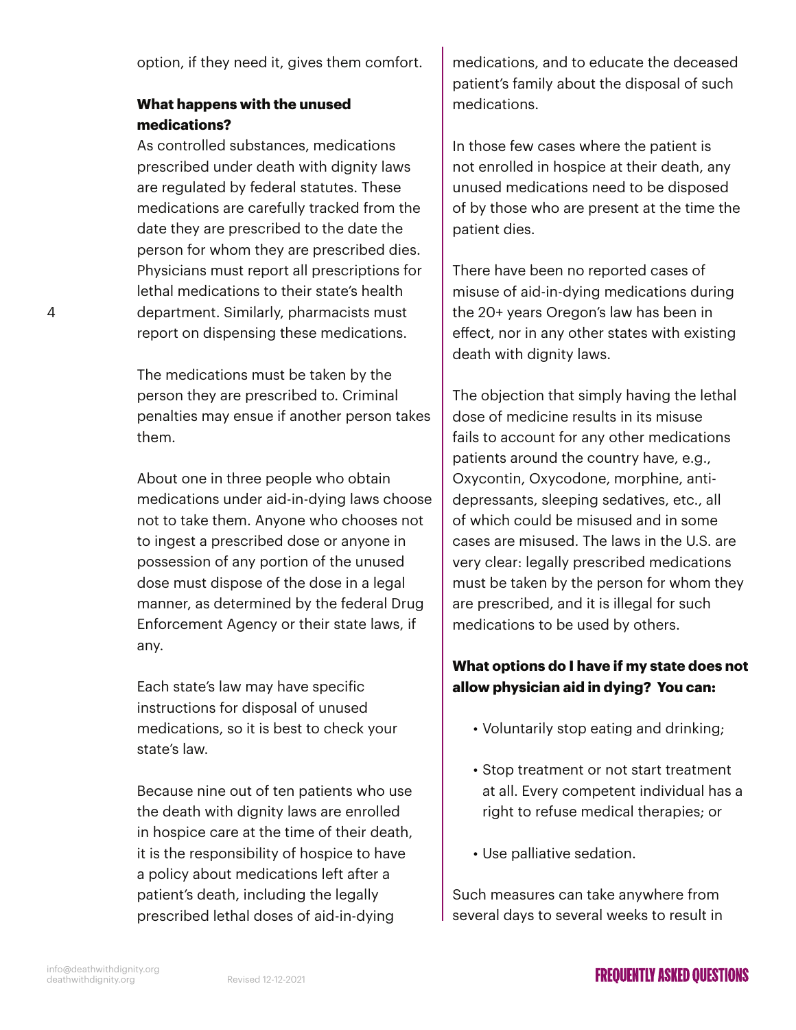option, if they need it, gives them comfort.

**What happens with the unused medications?**

As controlled substances, medications prescribed under death with dignity laws are regulated by federal statutes. These medications are carefully tracked from the date they are prescribed to the date the person for whom they are prescribed dies. Physicians must report all prescriptions for lethal medications to their state's health department. Similarly, pharmacists must report on dispensing these medications.

The medications must be taken by the person they are prescribed to. Criminal penalties may ensue if another person takes them.

About one in three people who obtain medications under aid-in-dying laws choose not to take them. Anyone who chooses not to ingest a prescribed dose or anyone in possession of any portion of the unused dose must dispose of the dose in a legal manner, as determined by the federal Drug Enforcement Agency or their state laws, if any.

Each state's law may have specific instructions for disposal of unused medications, so it is best to check your state's law.

Because nine out of ten patients who use the death with dignity laws are enrolled in hospice care at the time of their death, it is the responsibility of hospice to have a policy about medications left after a patient's death, including the legally prescribed lethal doses of aid-in-dying medications, and to educate the deceased patient's family about the disposal of such medications.

In those few cases where the patient is not enrolled in hospice at their death, any unused medications need to be disposed of by those who are present at the time the patient dies.

There have been no reported cases of misuse of aid-in-dying medications during the 20+ years Oregon's law has been in effect, nor in any other states with existing death with dignity laws.

The objection that simply having the lethal dose of medicine results in its misuse fails to account for any other medications patients around the country have, e.g., Oxycontin, Oxycodone, morphine, anti-depressants, sleeping sedatives, etc., all of which could be misused and in some cases are misused. The laws in the U.S. are very clear: legally prescribed medications must be taken by the person for whom they are prescribed, and it is illegal for such medications to be used by others.

**What options do I have if my state does not allow physician aid in dying? You can:**

- Voluntarily stop eating and drinking;
- Stop treatment or not start treatment at all. Every competent individual has a right to refuse medical therapies; or
- Use palliative sedation.

Such measures can take anywhere from several days to several weeks to result in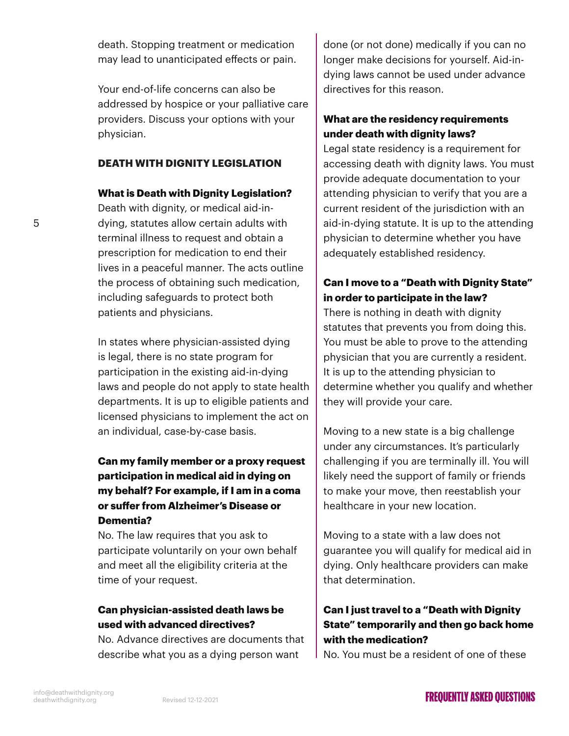death. Stopping treatment or medication may lead to unanticipated effects or pain.

Your end-of-life concerns can also be addressed by hospice or your palliative care providers. Discuss your options with your physician.

## DEATH WITH DIGNITY LEGISLATION

### What is Death with Dignity Legislation?

Death with dignity, or medical aid-in-dying, statutes allow certain adults with terminal illness to request and obtain a prescription for medication to end their lives in a peaceful manner. The acts outline the process of obtaining such medication, including safeguards to protect both patients and physicians.

In states where physician-assisted dying is legal, there is no state program for participation in the existing aid-in-dying laws and people do not apply to state health departments. It is up to eligible patients and licensed physicians to implement the act on an individual, case-by-case basis.

### Can my family member or a proxy request participation in medical aid in dying on my behalf? For example, if I am in a coma or suffer from Alzheimer's Disease or Dementia?

No. The law requires that you ask to participate voluntarily on your own behalf and meet all the eligibility criteria at the time of your request.

### Can physician-assisted death laws be used with advanced directives?

No. Advance directives are documents that describe what you as a dying person want done (or not done) medically if you can no longer make decisions for yourself. Aid-in-dying laws cannot be used under advance directives for this reason.

### What are the residency requirements under death with dignity laws?

Legal state residency is a requirement for accessing death with dignity laws. You must provide adequate documentation to your attending physician to verify that you are a current resident of the jurisdiction with an aid-in-dying statute. It is up to the attending physician to determine whether you have adequately established residency.

### Can I move to a "Death with Dignity State" in order to participate in the law?

There is nothing in death with dignity statutes that prevents you from doing this. You must be able to prove to the attending physician that you are currently a resident. It is up to the attending physician to determine whether you qualify and whether they will provide your care.

Moving to a new state is a big challenge under any circumstances. It's particularly challenging if you are terminally ill. You will likely need the support of family or friends to make your move, then reestablish your healthcare in your new location.

Moving to a state with a law does not guarantee you will qualify for medical aid in dying. Only healthcare providers can make that determination.

### Can I just travel to a "Death with Dignity State" temporarily and then go back home with the medication?

No. You must be a resident of one of these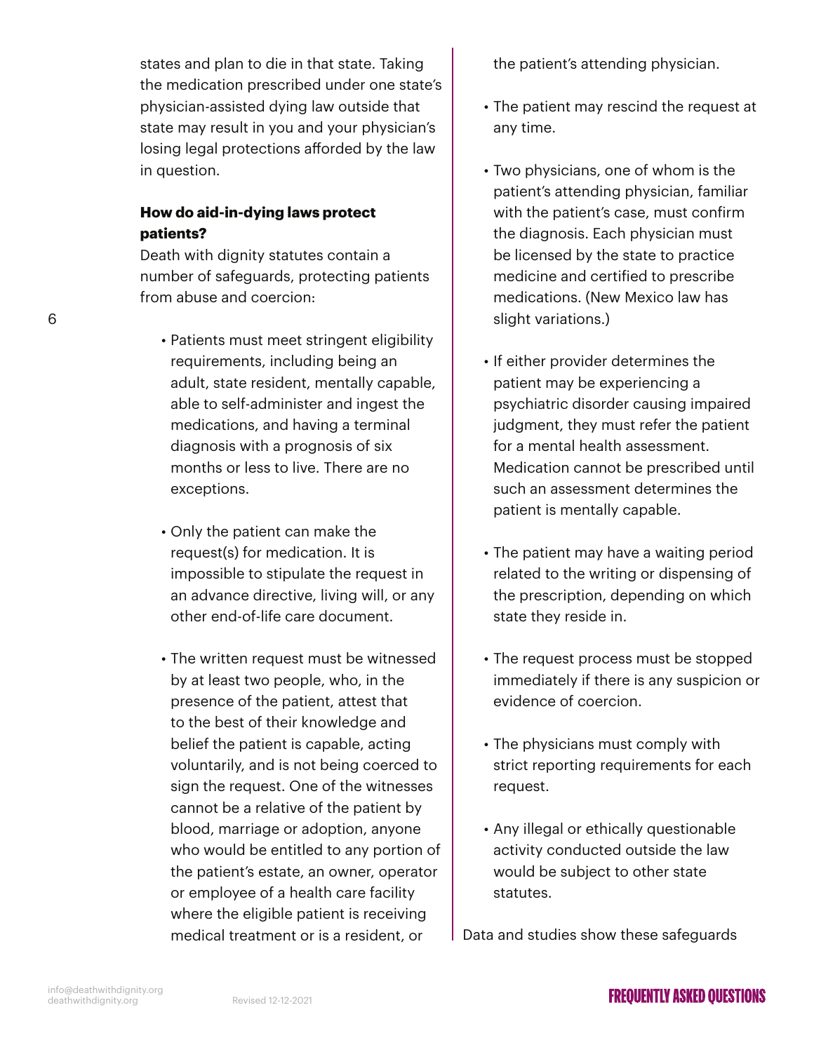states and plan to die in that state. Taking the medication prescribed under one state's physician-assisted dying law outside that state may result in you and your physician's losing legal protections afforded by the law in question.

### How do aid-in-dying laws protect patients?

Death with dignity statutes contain a number of safeguards, protecting patients from abuse and coercion:

- Patients must meet stringent eligibility requirements, including being an adult, state resident, mentally capable, able to self-administer and ingest the medications, and having a terminal diagnosis with a prognosis of six months or less to live. There are no exceptions.
- Only the patient can make the request(s) for medication. It is impossible to stipulate the request in an advance directive, living will, or any other end-of-life care document.
- The written request must be witnessed by at least two people, who, in the presence of the patient, attest that to the best of their knowledge and belief the patient is capable, acting voluntarily, and is not being coerced to sign the request. One of the witnesses cannot be a relative of the patient by blood, marriage or adoption, anyone who would be entitled to any portion of the patient's estate, an owner, operator or employee of a health care facility where the eligible patient is receiving medical treatment or is a resident, or the patient's attending physician.
- The patient may rescind the request at any time.
- Two physicians, one of whom is the patient's attending physician, familiar with the patient's case, must confirm the diagnosis. Each physician must be licensed by the state to practice medicine and certified to prescribe medications. (New Mexico law has slight variations.)
- If either provider determines the patient may be experiencing a psychiatric disorder causing impaired judgment, they must refer the patient for a mental health assessment. Medication cannot be prescribed until such an assessment determines the patient is mentally capable.
- The patient may have a waiting period related to the writing or dispensing of the prescription, depending on which state they reside in.
- The request process must be stopped immediately if there is any suspicion or evidence of coercion.
- The physicians must comply with strict reporting requirements for each request.
- Any illegal or ethically questionable activity conducted outside the law would be subject to other state statutes.

Data and studies show these safeguards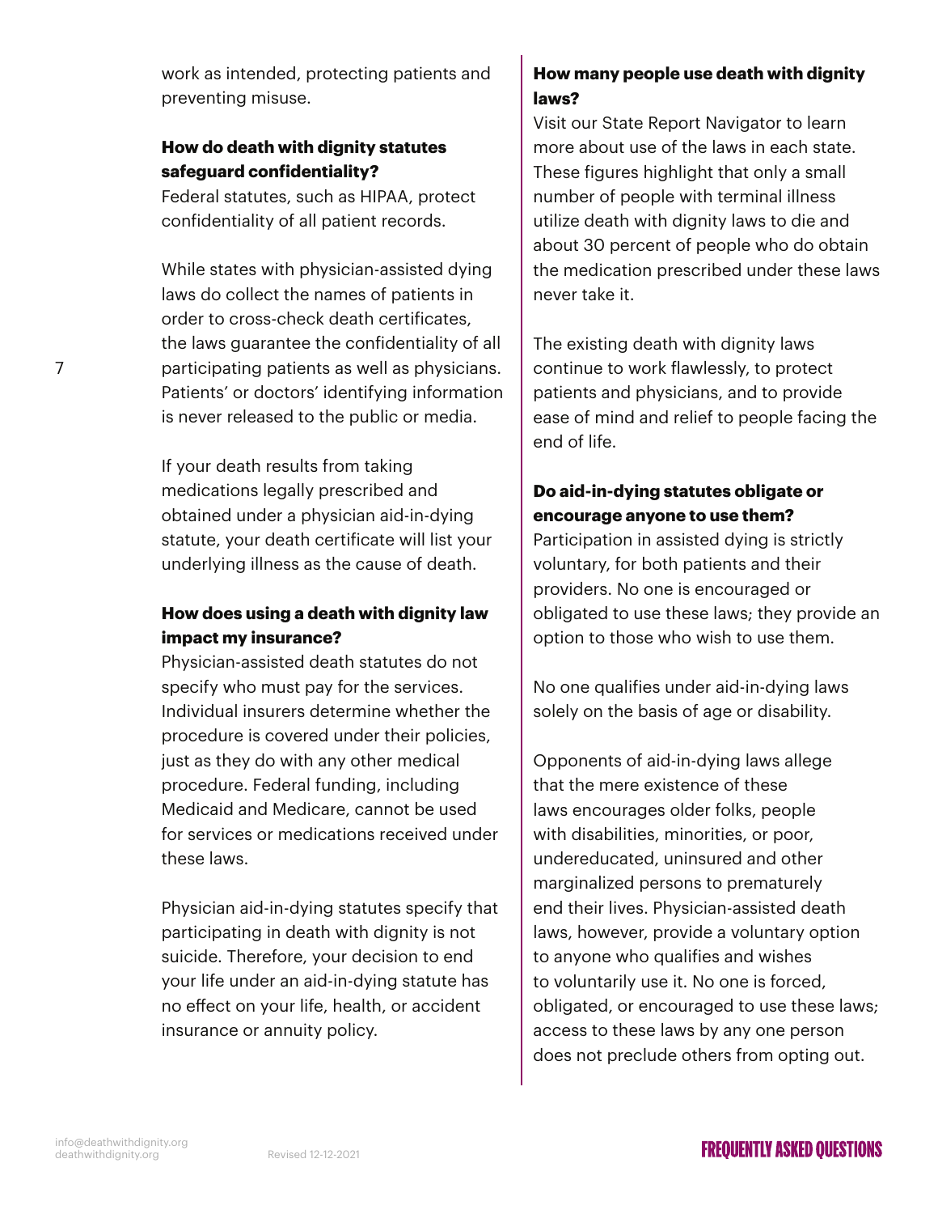work as intended, protecting patients and preventing misuse.

**How do death with dignity statutes safeguard confidentiality?**

Federal statutes, such as HIPAA, protect confidentiality of all patient records.

While states with physician-assisted dying laws do collect the names of patients in order to cross-check death certificates, the laws guarantee the confidentiality of all participating patients as well as physicians. Patients' or doctors' identifying information is never released to the public or media.

If your death results from taking medications legally prescribed and obtained under a physician aid-in-dying statute, your death certificate will list your underlying illness as the cause of death.

**How does using a death with dignity law impact my insurance?**

Physician-assisted death statutes do not specify who must pay for the services. Individual insurers determine whether the procedure is covered under their policies, just as they do with any other medical procedure. Federal funding, including Medicaid and Medicare, cannot be used for services or medications received under these laws.

Physician aid-in-dying statutes specify that participating in death with dignity is not suicide. Therefore, your decision to end your life under an aid-in-dying statute has no effect on your life, health, or accident insurance or annuity policy.

**How many people use death with dignity laws?**

Visit our State Report Navigator to learn more about use of the laws in each state. These figures highlight that only a small number of people with terminal illness utilize death with dignity laws to die and about 30 percent of people who do obtain the medication prescribed under these laws never take it.

The existing death with dignity laws continue to work flawlessly, to protect patients and physicians, and to provide ease of mind and relief to people facing the end of life.

**Do aid-in-dying statutes obligate or encourage anyone to use them?**

Participation in assisted dying is strictly voluntary, for both patients and their providers. No one is encouraged or obligated to use these laws; they provide an option to those who wish to use them.

No one qualifies under aid-in-dying laws solely on the basis of age or disability.

Opponents of aid-in-dying laws allege that the mere existence of these laws encourages older folks, people with disabilities, minorities, or poor, undereducated, uninsured and other marginalized persons to prematurely end their lives. Physician-assisted death laws, however, provide a voluntary option to anyone who qualifies and wishes to voluntarily use it. No one is forced, obligated, or encouraged to use these laws; access to these laws by any one person does not preclude others from opting out.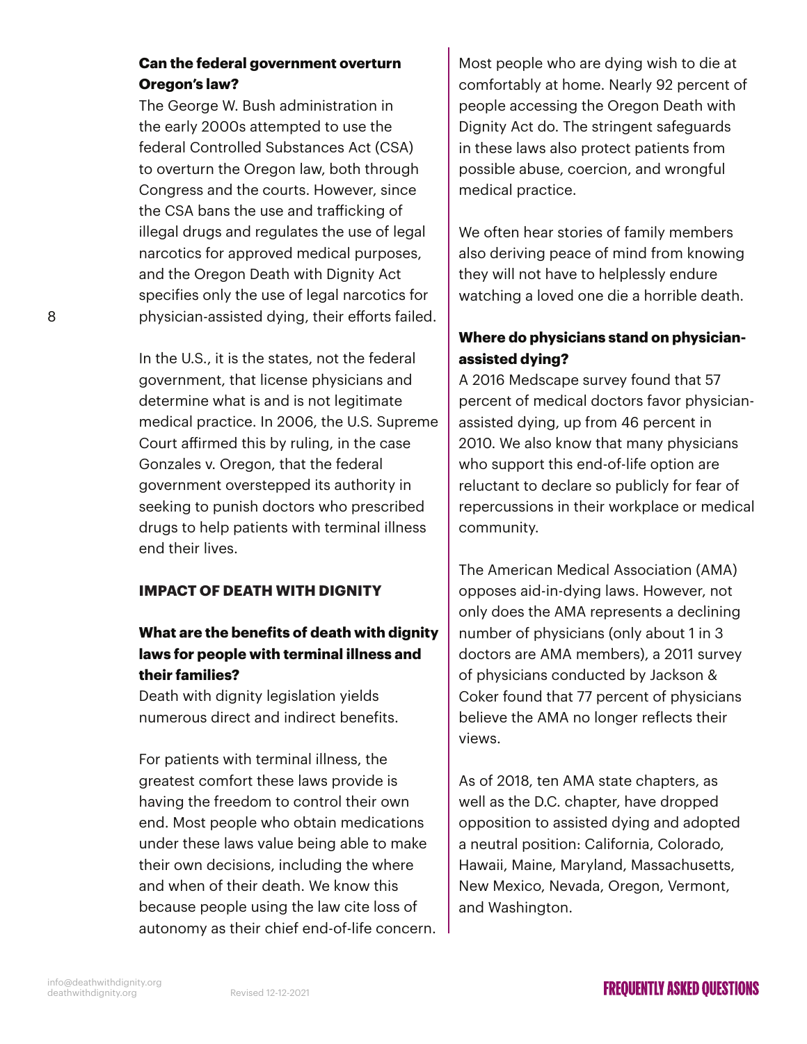**Can the federal government overturn Oregon's law?**

The George W. Bush administration in the early 2000s attempted to use the federal Controlled Substances Act (CSA) to overturn the Oregon law, both through Congress and the courts. However, since the CSA bans the use and trafficking of illegal drugs and regulates the use of legal narcotics for approved medical purposes, and the Oregon Death with Dignity Act specifies only the use of legal narcotics for physician-assisted dying, their efforts failed.

In the U.S., it is the states, not the federal government, that license physicians and determine what is and is not legitimate medical practice. In 2006, the U.S. Supreme Court affirmed this by ruling, in the case Gonzales v. Oregon, that the federal government overstepped its authority in seeking to punish doctors who prescribed drugs to help patients with terminal illness end their lives.

## IMPACT OF DEATH WITH DIGNITY

**What are the benefits of death with dignity laws for people with terminal illness and their families?**

Death with dignity legislation yields numerous direct and indirect benefits.

For patients with terminal illness, the greatest comfort these laws provide is having the freedom to control their own end. Most people who obtain medications under these laws value being able to make their own decisions, including the where and when of their death. We know this because people using the law cite loss of autonomy as their chief end-of-life concern. Most people who are dying wish to die at comfortably at home. Nearly 92 percent of people accessing the Oregon Death with Dignity Act do. The stringent safeguards in these laws also protect patients from possible abuse, coercion, and wrongful medical practice.

We often hear stories of family members also deriving peace of mind from knowing they will not have to helplessly endure watching a loved one die a horrible death.

**Where do physicians stand on physician-assisted dying?**

A 2016 Medscape survey found that 57 percent of medical doctors favor physician-assisted dying, up from 46 percent in 2010. We also know that many physicians who support this end-of-life option are reluctant to declare so publicly for fear of repercussions in their workplace or medical community.

The American Medical Association (AMA) opposes aid-in-dying laws. However, not only does the AMA represents a declining number of physicians (only about 1 in 3 doctors are AMA members), a 2011 survey of physicians conducted by Jackson & Coker found that 77 percent of physicians believe the AMA no longer reflects their views.

As of 2018, ten AMA state chapters, as well as the D.C. chapter, have dropped opposition to assisted dying and adopted a neutral position: California, Colorado, Hawaii, Maine, Maryland, Massachusetts, New Mexico, Nevada, Oregon, Vermont, and Washington.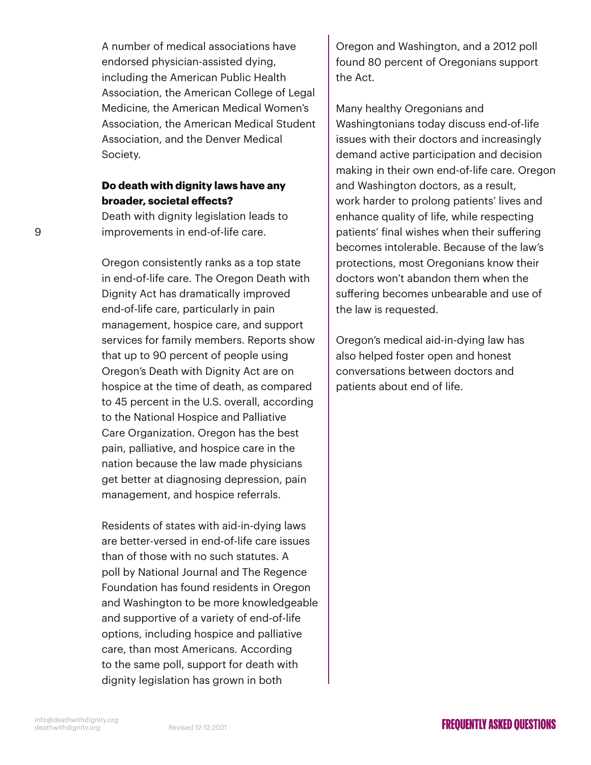A number of medical associations have endorsed physician-assisted dying, including the American Public Health Association, the American College of Legal Medicine, the American Medical Women's Association, the American Medical Student Association, and the Denver Medical Society.

**Do death with dignity laws have any broader, societal effects?**

Death with dignity legislation leads to improvements in end-of-life care.

Oregon consistently ranks as a top state in end-of-life care. The Oregon Death with Dignity Act has dramatically improved end-of-life care, particularly in pain management, hospice care, and support services for family members. Reports show that up to 90 percent of people using Oregon's Death with Dignity Act are on hospice at the time of death, as compared to 45 percent in the U.S. overall, according to the National Hospice and Palliative Care Organization. Oregon has the best pain, palliative, and hospice care in the nation because the law made physicians get better at diagnosing depression, pain management, and hospice referrals.

Residents of states with aid-in-dying laws are better-versed in end-of-life care issues than of those with no such statutes. A poll by National Journal and The Regence Foundation has found residents in Oregon and Washington to be more knowledgeable and supportive of a variety of end-of-life options, including hospice and palliative care, than most Americans. According to the same poll, support for death with dignity legislation has grown in both Oregon and Washington, and a 2012 poll found 80 percent of Oregonians support the Act.

Many healthy Oregonians and Washingtonians today discuss end-of-life issues with their doctors and increasingly demand active participation and decision making in their own end-of-life care. Oregon and Washington doctors, as a result, work harder to prolong patients' lives and enhance quality of life, while respecting patients' final wishes when their suffering becomes intolerable. Because of the law's protections, most Oregonians know their doctors won't abandon them when the suffering becomes unbearable and use of the law is requested.

Oregon's medical aid-in-dying law has also helped foster open and honest conversations between doctors and patients about end of life.